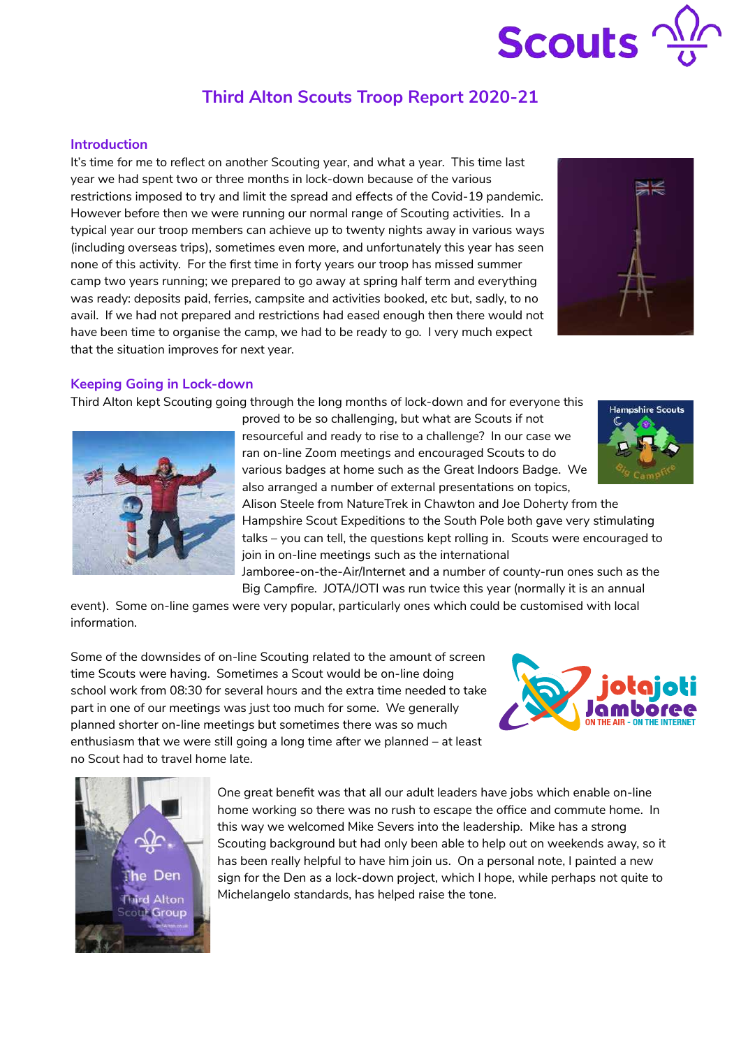# Third Alton Scouts Troop Report 2020-21

## Introduction

It's time for me to reflect on another Scouting year, and what a year. This time last year we had spent two or three months in lock-down because of the various restrictions imposed to try and limit the spread and effects of the Covid-19 pandemic. However before then we were running our normal range of Scouting activities. In a typical year our troop members can achieve up to twenty nights away in various ways (including overseas trips), sometimes even more, and unfortunately this year has seen none of this activity. For the first time in forty years our troop has missed summer camp two years running; we prepared to go away at spring half term and everything was ready: deposits paid, ferries, campsite and activities booked, etc but, sadly, to no avail. If we had not prepared and restrictions had eased enough then there would not have been time to organise the camp, we had to be ready to go. I very much expect that the situation improves for next year.

## Keeping Going in Lock-down

Third Alton kept Scouting going through the long months of lock-down and for everyone this proved to be so challenging, but what are Scouts if not resourceful and ready to rise to a challenge? In our case we ran on-line Zoom meetings and encouraged Scouts to do various badges at home such as the Great Indoors Badge. We also arranged a number of external presentations on topics, Alison Steele from NatureTrek in Chawton and Joe Doherty from the Hampshire Scout Expeditions to the South Pole both gave very stimulating talks – you can tell, the questions kept rolling in. Scouts were encouraged to join in on-line meetings such as the international Jamboree-on-the-Air/Internet and a number of county-run ones such as the Big Campfire. JOTA/JOTI was run twice this year (normally it is an annual event). Some on-line games were very popular, particularly ones which could be customised with local information.

Some of the downsides of on-line Scouting related to the amount of screen time Scouts were having. Sometimes a Scout would be on-line doing school work from 08:30 for several hours and the extra time needed to take part in one of our meetings was just too much for some. We generally planned shorter on-line meetings but sometimes there was so much enthusiasm that we were still going a long time after we planned – at least no Scout had to travel home late.

One great benefit was that all our adult leaders have jobs which enable on-line home working so there was no rush to escape the office and commute home. In this way we welcomed Mike Severs into the leadership. Mike has a strong Scouting background but had only been able to help out on weekends away, so it has been really helpful to have him join us. On a personal note, I painted a new sign for the Den as a lock-down project, which I hope, while perhaps not quite to Michelangelo standards, has helped raise the tone.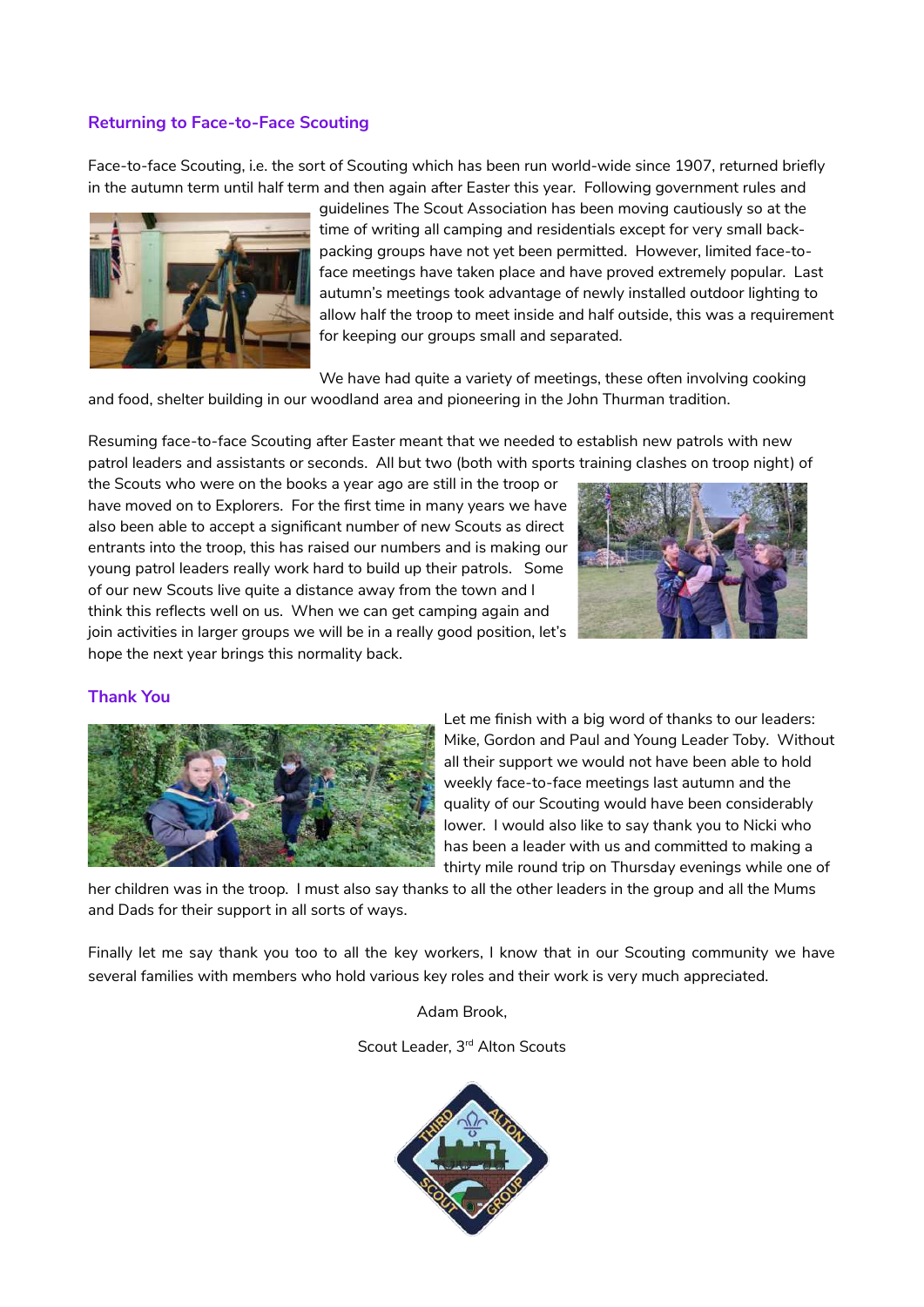## Returning to Face-to-Face Scouting

Face-to-face Scouting, i.e. the sort of Scouting which has been run world-wide since 1907, returned briefly in the autumn term until half term and then again after Easter this year. Following government rules and guidelines The Scout Association has been moving cautiously so at the time of writing all camping and residentials except for very small back-packing groups have not yet been permitted. However, limited face-to-face meetings have taken place and have proved extremely popular. Last autumn's meetings took advantage of newly installed outdoor lighting to allow half the troop to meet inside and half outside, this was a requirement for keeping our groups small and separated.

We have had quite a variety of meetings, these often involving cooking and food, shelter building in our woodland area and pioneering in the John Thurman tradition.

Resuming face-to-face Scouting after Easter meant that we needed to establish new patrols with new patrol leaders and assistants or seconds. All but two (both with sports training clashes on troop night) of the Scouts who were on the books a year ago are still in the troop or have moved on to Explorers. For the first time in many years we have also been able to accept a significant number of new Scouts as direct entrants into the troop, this has raised our numbers and is making our young patrol leaders really work hard to build up their patrols. Some of our new Scouts live quite a distance away from the town and I think this reflects well on us. When we can get camping again and join activities in larger groups we will be in a really good position, let's hope the next year brings this normality back.

## Thank You

Let me finish with a big word of thanks to our leaders: Mike, Gordon and Paul and Young Leader Toby. Without all their support we would not have been able to hold weekly face-to-face meetings last autumn and the quality of our Scouting would have been considerably lower. I would also like to say thank you to Nicki who has been a leader with us and committed to making a thirty mile round trip on Thursday evenings while one of her children was in the troop. I must also say thanks to all the other leaders in the group and all the Mums and Dads for their support in all sorts of ways.

Finally let me say thank you too to all the key workers, I know that in our Scouting community we have several families with members who hold various key roles and their work is very much appreciated.

Adam Brook,

Scout Leader, 3rd Alton Scouts